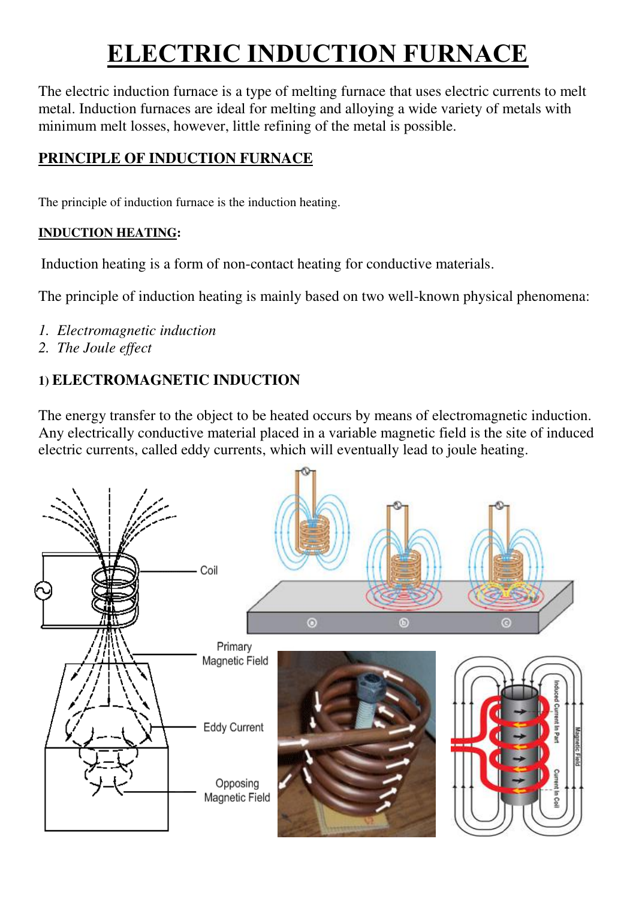# ELECTRIC INDUCTION FURNACE

The electric induction furnace is a type of melting furnace that uses electric currents to melt metal. Induction furnaces are ideal for melting and alloying a wide variety of metals with minimum melt losses, however, little refining of the metal is possible.

## PRINCIPLE OF INDUCTION FURNACE

The principle of induction furnace is the induction heating.

### INDUCTION HEATING:

Induction heating is a form of non-contact heating for conductive materials.

The principle of induction heating is mainly based on two well-known physical phenomena:

1. *Electromagnetic induction*
2. *The Joule effect*

### 1) ELECTROMAGNETIC INDUCTION

The energy transfer to the object to be heated occurs by means of electromagnetic induction. Any electrically conductive material placed in a variable magnetic field is the site of induced electric currents, called eddy currents, which will eventually lead to joule heating.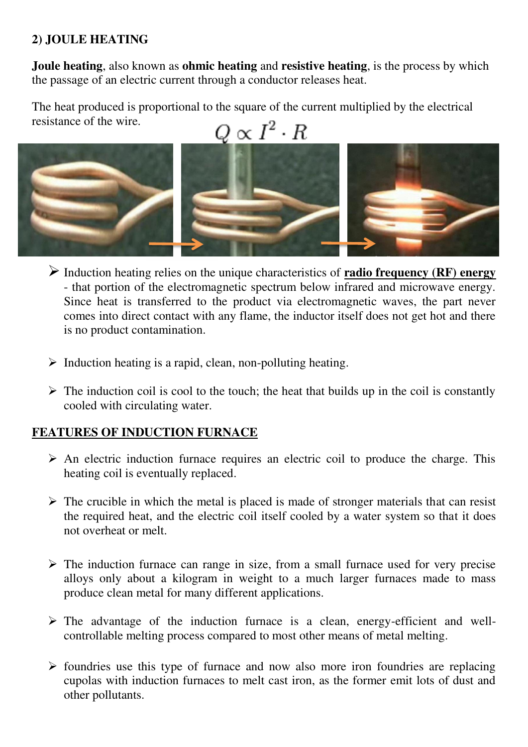## 2) JOULE HEATING

**Joule heating**, also known as **ohmic heating** and **resistive heating**, is the process by which the passage of an electric current through a conductor releases heat.

The heat produced is proportional to the square of the current multiplied by the electrical resistance of the wire.

$$Q \propto I^2 \cdot R$$

- Induction heating relies on the unique characteristics of **radio frequency (RF) energy** - that portion of the electromagnetic spectrum below infrared and microwave energy. Since heat is transferred to the product via electromagnetic waves, the part never comes into direct contact with any flame, the inductor itself does not get hot and there is no product contamination.

- Induction heating is a rapid, clean, non-polluting heating.

- The induction coil is cool to the touch; the heat that builds up in the coil is constantly cooled with circulating water.

## FEATURES OF INDUCTION FURNACE

- An electric induction furnace requires an electric coil to produce the charge. This heating coil is eventually replaced.

- The crucible in which the metal is placed is made of stronger materials that can resist the required heat, and the electric coil itself cooled by a water system so that it does not overheat or melt.

- The induction furnace can range in size, from a small furnace used for very precise alloys only about a kilogram in weight to a much larger furnaces made to mass produce clean metal for many different applications.

- The advantage of the induction furnace is a clean, energy-efficient and well-controllable melting process compared to most other means of metal melting.

- foundries use this type of furnace and now also more iron foundries are replacing cupolas with induction furnaces to melt cast iron, as the former emit lots of dust and other pollutants.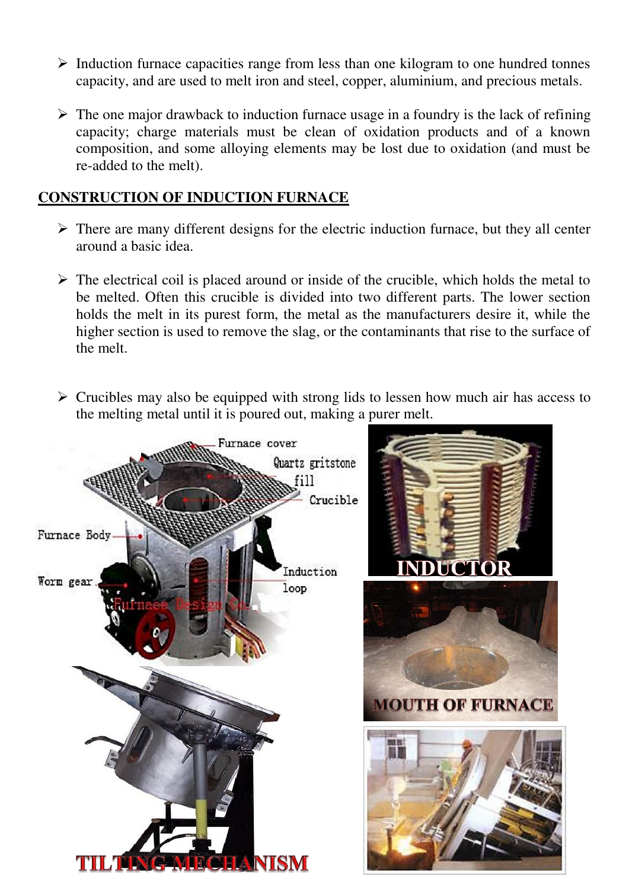- Induction furnace capacities range from less than one kilogram to one hundred tonnes capacity, and are used to melt iron and steel, copper, aluminium, and precious metals.

- The one major drawback to induction furnace usage in a foundry is the lack of refining capacity; charge materials must be clean of oxidation products and of a known composition, and some alloying elements may be lost due to oxidation (and must be re-added to the melt).

## CONSTRUCTION OF INDUCTION FURNACE

- There are many different designs for the electric induction furnace, but they all center around a basic idea.

- The electrical coil is placed around or inside of the crucible, which holds the metal to be melted. Often this crucible is divided into two different parts. The lower section holds the melt in its purest form, the metal as the manufacturers desire it, while the higher section is used to remove the slag, or the contaminants that rise to the surface of the melt.

- Crucibles may also be equipped with strong lids to lessen how much air has access to the melting metal until it is poured out, making a purer melt.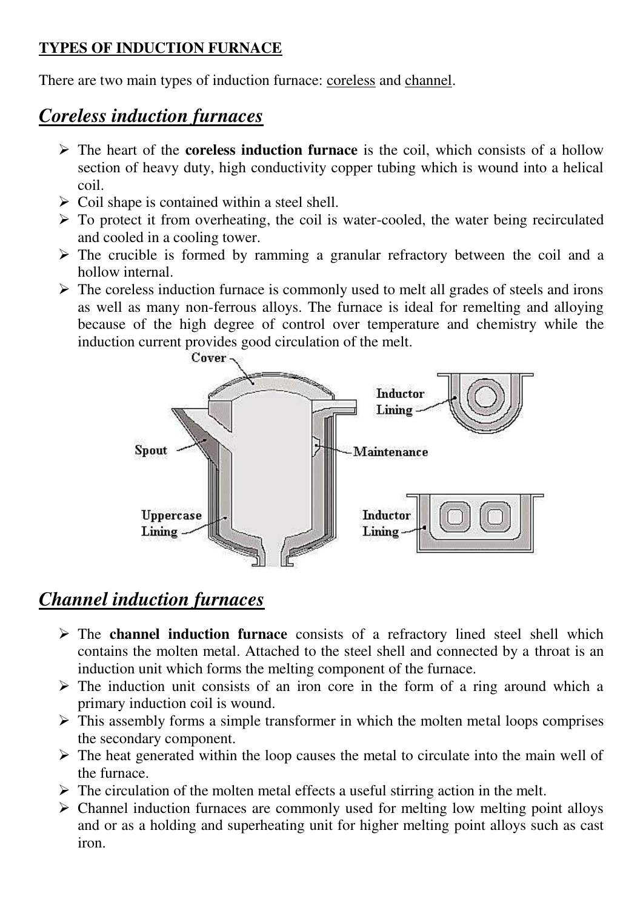**TYPES OF INDUCTION FURNACE**

There are two main types of induction furnace: coreless and channel.

## *Coreless induction furnaces*

- The heart of the **coreless induction furnace** is the coil, which consists of a hollow section of heavy duty, high conductivity copper tubing which is wound into a helical coil.
- Coil shape is contained within a steel shell.
- To protect it from overheating, the coil is water-cooled, the water being recirculated and cooled in a cooling tower.
- The crucible is formed by ramming a granular refractory between the coil and a hollow internal.
- The coreless induction furnace is commonly used to melt all grades of steels and irons as well as many non-ferrous alloys. The furnace is ideal for remelting and alloying because of the high degree of control over temperature and chemistry while the induction current provides good circulation of the melt.

## *Channel induction furnaces*

- The **channel induction furnace** consists of a refractory lined steel shell which contains the molten metal. Attached to the steel shell and connected by a throat is an induction unit which forms the melting component of the furnace.
- The induction unit consists of an iron core in the form of a ring around which a primary induction coil is wound.
- This assembly forms a simple transformer in which the molten metal loops comprises the secondary component.
- The heat generated within the loop causes the metal to circulate into the main well of the furnace.
- The circulation of the molten metal effects a useful stirring action in the melt.
- Channel induction furnaces are commonly used for melting low melting point alloys and or as a holding and superheating unit for higher melting point alloys such as cast iron.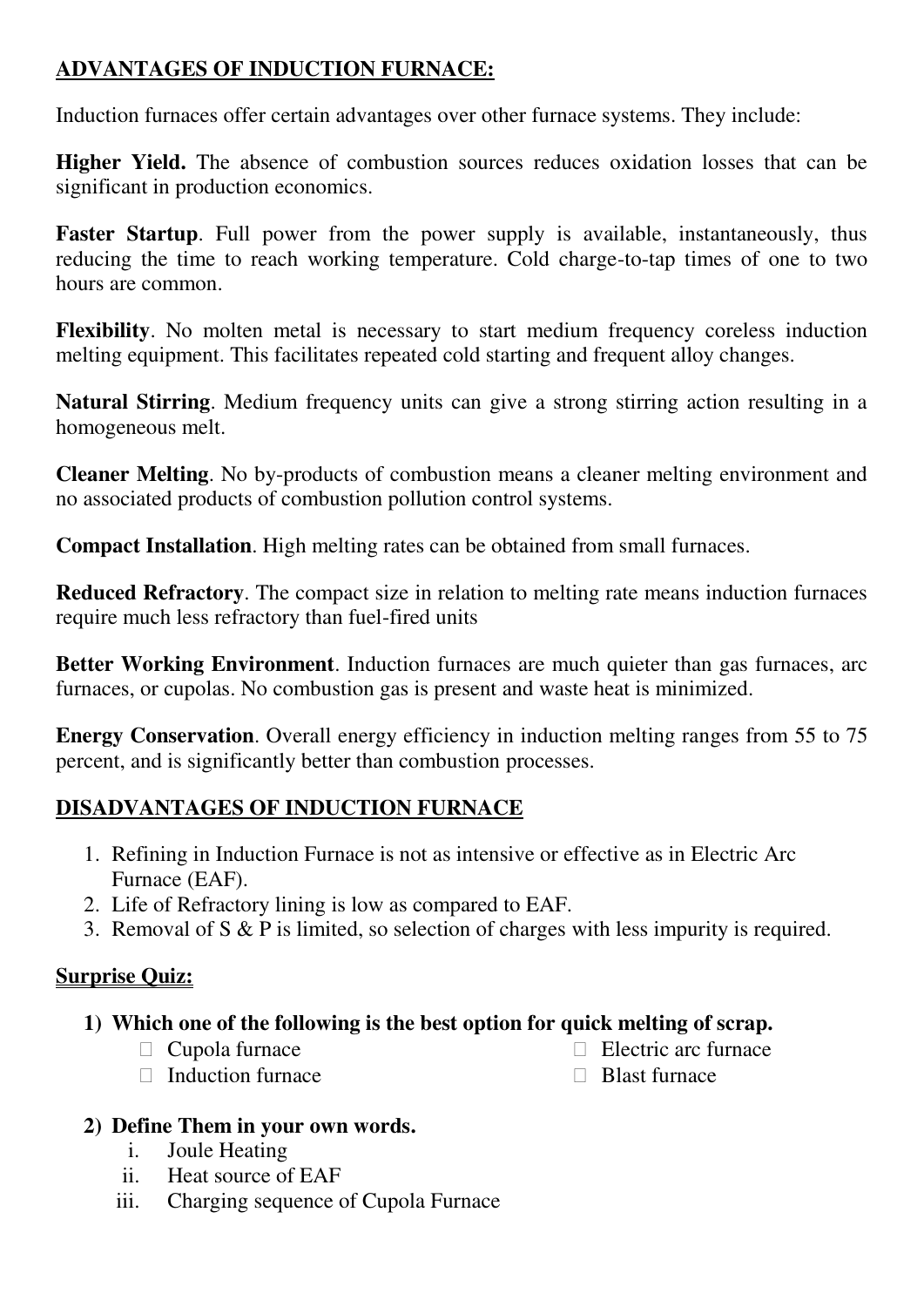## ADVANTAGES OF INDUCTION FURNACE:

Induction furnaces offer certain advantages over other furnace systems. They include:

**Higher Yield.** The absence of combustion sources reduces oxidation losses that can be significant in production economics.

**Faster Startup**. Full power from the power supply is available, instantaneously, thus reducing the time to reach working temperature. Cold charge-to-tap times of one to two hours are common.

**Flexibility**. No molten metal is necessary to start medium frequency coreless induction melting equipment. This facilitates repeated cold starting and frequent alloy changes.

**Natural Stirring**. Medium frequency units can give a strong stirring action resulting in a homogeneous melt.

**Cleaner Melting**. No by-products of combustion means a cleaner melting environment and no associated products of combustion pollution control systems.

**Compact Installation**. High melting rates can be obtained from small furnaces.

**Reduced Refractory**. The compact size in relation to melting rate means induction furnaces require much less refractory than fuel-fired units

**Better Working Environment**. Induction furnaces are much quieter than gas furnaces, arc furnaces, or cupolas. No combustion gas is present and waste heat is minimized.

**Energy Conservation**. Overall energy efficiency in induction melting ranges from 55 to 75 percent, and is significantly better than combustion processes.

## DISADVANTAGES OF INDUCTION FURNACE

1. Refining in Induction Furnace is not as intensive or effective as in Electric Arc Furnace (EAF).
2. Life of Refractory lining is low as compared to EAF.
3. Removal of S & P is limited, so selection of charges with less impurity is required.

## Surprise Quiz:

**1) Which one of the following is the best option for quick melting of scrap.**

- Cupola furnace
- Electric arc furnace
- Induction furnace
- Blast furnace

**2) Define Them in your own words.**

i. Joule Heating
ii. Heat source of EAF
iii. Charging sequence of Cupola Furnace